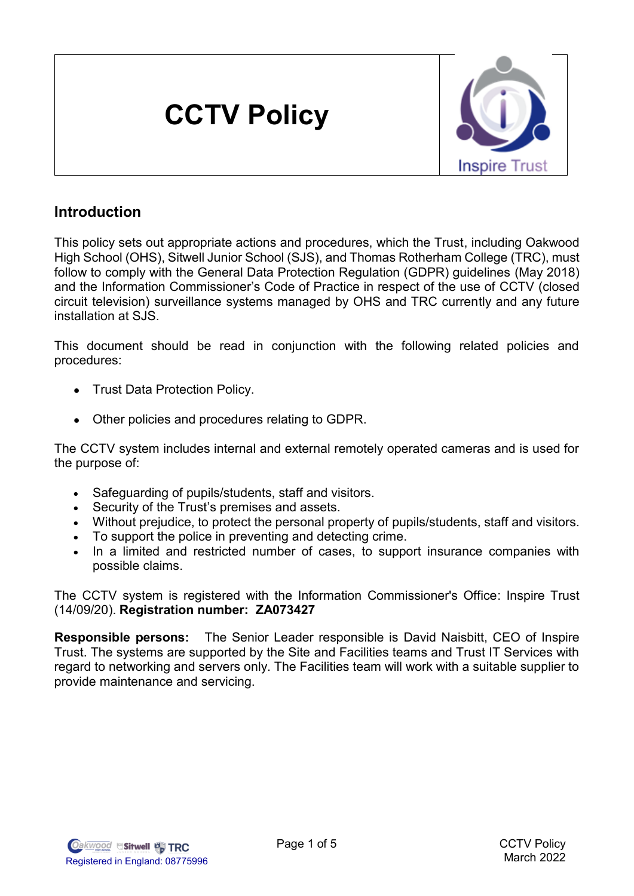# CCTV Policy

Inspire Trust

## Introduction

This policy sets out appropriate actions and procedures, which the Trust, including Oakwood High School (OHS), Sitwell Junior School (SJS), and Thomas Rotherham College (TRC), must follow to comply with the General Data Protection Regulation (GDPR) guidelines (May 2018) and the Information Commissioner's Code of Practice in respect of the use of CCTV (closed circuit television) surveillance systems managed by OHS and TRC currently and any future installation at SJS.

This document should be read in conjunction with the following related policies and procedures:

- Trust Data Protection Policy.
- Other policies and procedures relating to GDPR.

The CCTV system includes internal and external remotely operated cameras and is used for the purpose of:

- Safeguarding of pupils/students, staff and visitors.
- Security of the Trust's premises and assets.
- Without prejudice, to protect the personal property of pupils/students, staff and visitors.
- To support the police in preventing and detecting crime.
- In a limited and restricted number of cases, to support insurance companies with possible claims.

The CCTV system is registered with the Information Commissioner's Office: Inspire Trust (14/09/20). **Registration number: ZA073427**

**Responsible persons:** The Senior Leader responsible is David Naisbitt, CEO of Inspire Trust. The systems are supported by the Site and Facilities teams and Trust IT Services with regard to networking and servers only. The Facilities team will work with a suitable supplier to provide maintenance and servicing.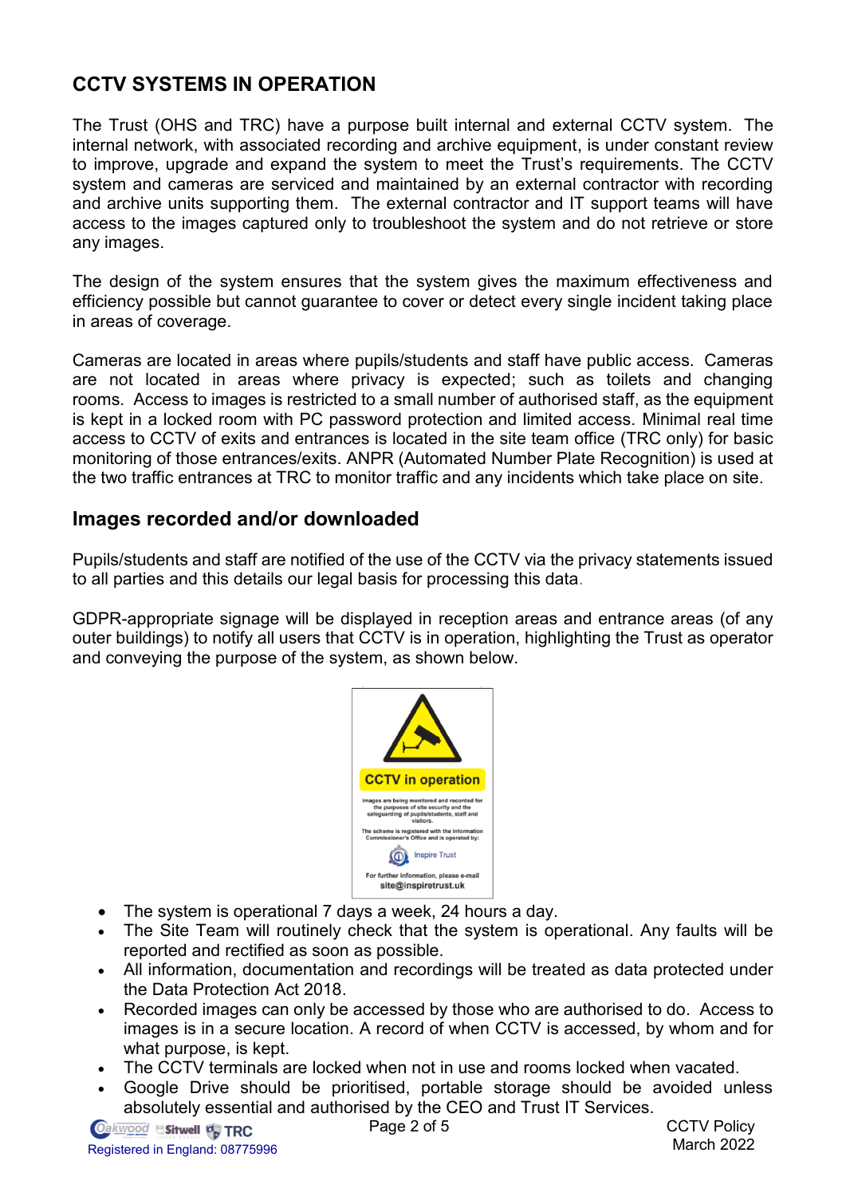## CCTV SYSTEMS IN OPERATION

The Trust (OHS and TRC) have a purpose built internal and external CCTV system. The internal network, with associated recording and archive equipment, is under constant review to improve, upgrade and expand the system to meet the Trust's requirements. The CCTV system and cameras are serviced and maintained by an external contractor with recording and archive units supporting them. The external contractor and IT support teams will have access to the images captured only to troubleshoot the system and do not retrieve or store any images.

The design of the system ensures that the system gives the maximum effectiveness and efficiency possible but cannot guarantee to cover or detect every single incident taking place in areas of coverage.

Cameras are located in areas where pupils/students and staff have public access. Cameras are not located in areas where privacy is expected; such as toilets and changing rooms. Access to images is restricted to a small number of authorised staff, as the equipment is kept in a locked room with PC password protection and limited access. Minimal real time access to CCTV of exits and entrances is located in the site team office (TRC only) for basic monitoring of those entrances/exits. ANPR (Automated Number Plate Recognition) is used at the two traffic entrances at TRC to monitor traffic and any incidents which take place on site.

### Images recorded and/or downloaded

Pupils/students and staff are notified of the use of the CCTV via the privacy statements issued to all parties and this details our legal basis for processing this data.

GDPR-appropriate signage will be displayed in reception areas and entrance areas (of any outer buildings) to notify all users that CCTV is in operation, highlighting the Trust as operator and conveying the purpose of the system, as shown below.

**CCTV in operation**

Images are being monitored and recorded for the purposes of site security and the safeguarding of pupils/students, staff and visitors.

The scheme is registered with the Information Commissioner's Office and is operated by:

Inspire Trust

For further information, please e-mail
site@inspiretrust.uk

- The system is operational 7 days a week, 24 hours a day.
- The Site Team will routinely check that the system is operational. Any faults will be reported and rectified as soon as possible.
- All information, documentation and recordings will be treated as data protected under the Data Protection Act 2018.
- Recorded images can only be accessed by those who are authorised to do. Access to images is in a secure location. A record of when CCTV is accessed, by whom and for what purpose, is kept.
- The CCTV terminals are locked when not in use and rooms locked when vacated.
- Google Drive should be prioritised, portable storage should be avoided unless absolutely essential and authorised by the CEO and Trust IT Services.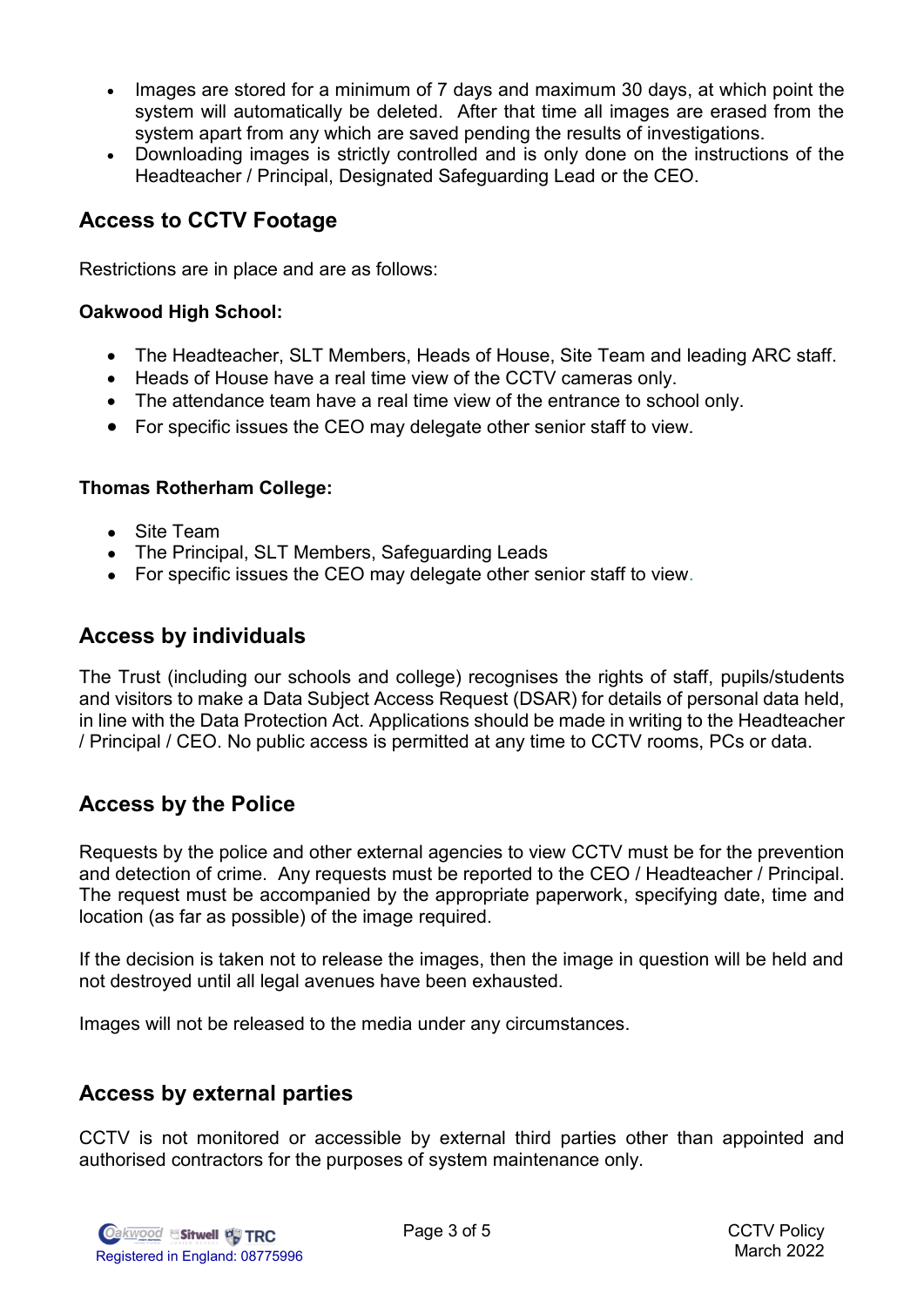- Images are stored for a minimum of 7 days and maximum 30 days, at which point the system will automatically be deleted. After that time all images are erased from the system apart from any which are saved pending the results of investigations.
- Downloading images is strictly controlled and is only done on the instructions of the Headteacher / Principal, Designated Safeguarding Lead or the CEO.

## Access to CCTV Footage

Restrictions are in place and are as follows:

**Oakwood High School:**

- The Headteacher, SLT Members, Heads of House, Site Team and leading ARC staff.
- Heads of House have a real time view of the CCTV cameras only.
- The attendance team have a real time view of the entrance to school only.
- For specific issues the CEO may delegate other senior staff to view.

**Thomas Rotherham College:**

- Site Team
- The Principal, SLT Members, Safeguarding Leads
- For specific issues the CEO may delegate other senior staff to view.

## Access by individuals

The Trust (including our schools and college) recognises the rights of staff, pupils/students and visitors to make a Data Subject Access Request (DSAR) for details of personal data held, in line with the Data Protection Act. Applications should be made in writing to the Headteacher / Principal / CEO. No public access is permitted at any time to CCTV rooms, PCs or data.

## Access by the Police

Requests by the police and other external agencies to view CCTV must be for the prevention and detection of crime. Any requests must be reported to the CEO / Headteacher / Principal. The request must be accompanied by the appropriate paperwork, specifying date, time and location (as far as possible) of the image required.

If the decision is taken not to release the images, then the image in question will be held and not destroyed until all legal avenues have been exhausted.

Images will not be released to the media under any circumstances.

## Access by external parties

CCTV is not monitored or accessible by external third parties other than appointed and authorised contractors for the purposes of system maintenance only.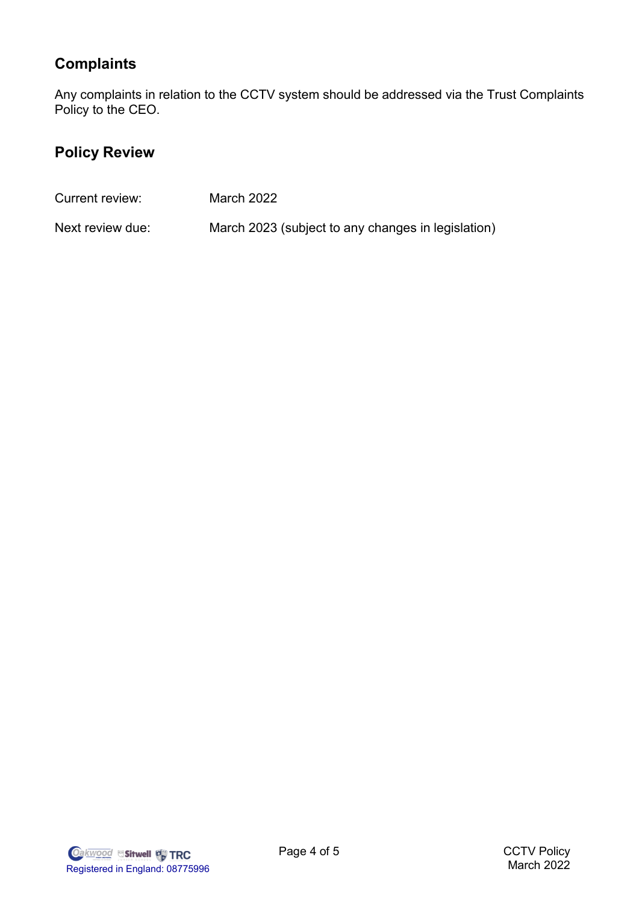## Complaints

Any complaints in relation to the CCTV system should be addressed via the Trust Complaints Policy to the CEO.

## Policy Review

| | |
|---|---|
| Current review: | March 2022 |
| Next review due: | March 2023 (subject to any changes in legislation) |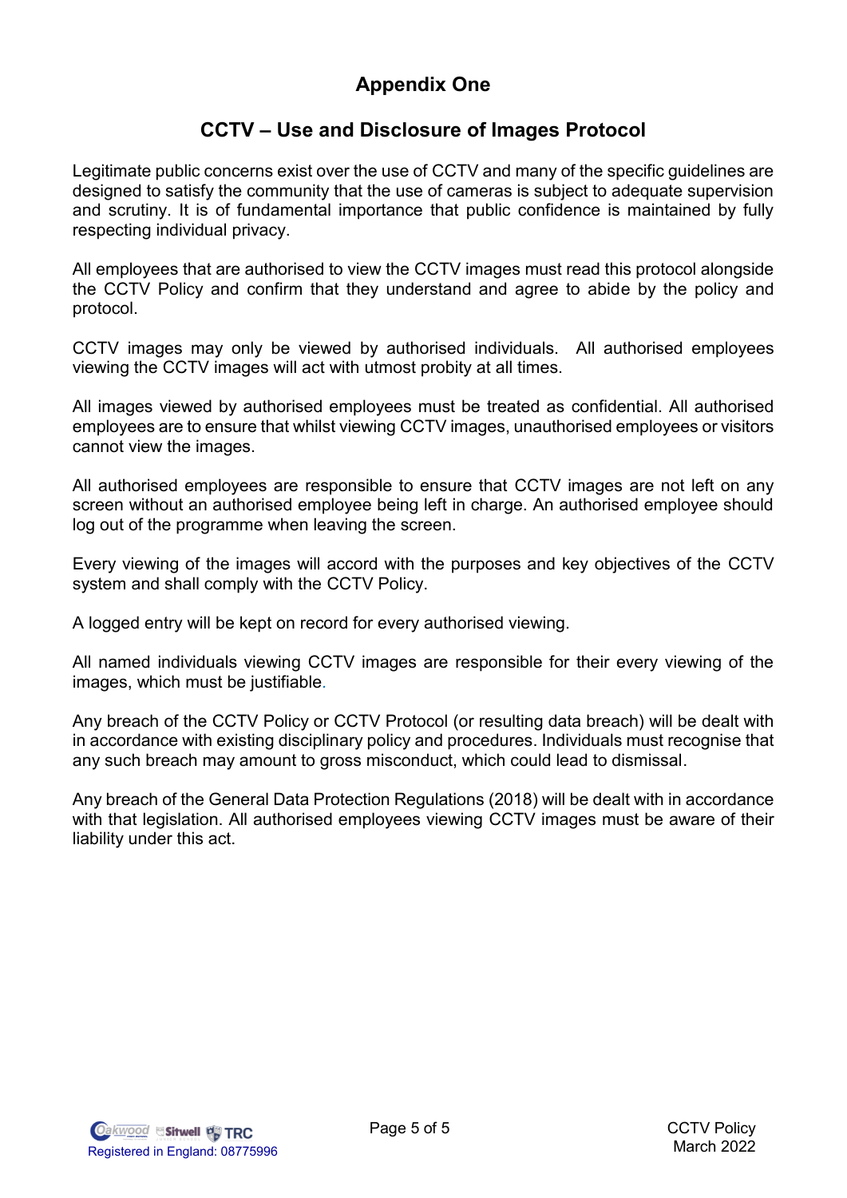# Appendix One

## CCTV – Use and Disclosure of Images Protocol

Legitimate public concerns exist over the use of CCTV and many of the specific guidelines are designed to satisfy the community that the use of cameras is subject to adequate supervision and scrutiny. It is of fundamental importance that public confidence is maintained by fully respecting individual privacy.

All employees that are authorised to view the CCTV images must read this protocol alongside the CCTV Policy and confirm that they understand and agree to abide by the policy and protocol.

CCTV images may only be viewed by authorised individuals. All authorised employees viewing the CCTV images will act with utmost probity at all times.

All images viewed by authorised employees must be treated as confidential. All authorised employees are to ensure that whilst viewing CCTV images, unauthorised employees or visitors cannot view the images.

All authorised employees are responsible to ensure that CCTV images are not left on any screen without an authorised employee being left in charge. An authorised employee should log out of the programme when leaving the screen.

Every viewing of the images will accord with the purposes and key objectives of the CCTV system and shall comply with the CCTV Policy.

A logged entry will be kept on record for every authorised viewing.

All named individuals viewing CCTV images are responsible for their every viewing of the images, which must be justifiable.

Any breach of the CCTV Policy or CCTV Protocol (or resulting data breach) will be dealt with in accordance with existing disciplinary policy and procedures. Individuals must recognise that any such breach may amount to gross misconduct, which could lead to dismissal.

Any breach of the General Data Protection Regulations (2018) will be dealt with in accordance with that legislation. All authorised employees viewing CCTV images must be aware of their liability under this act.